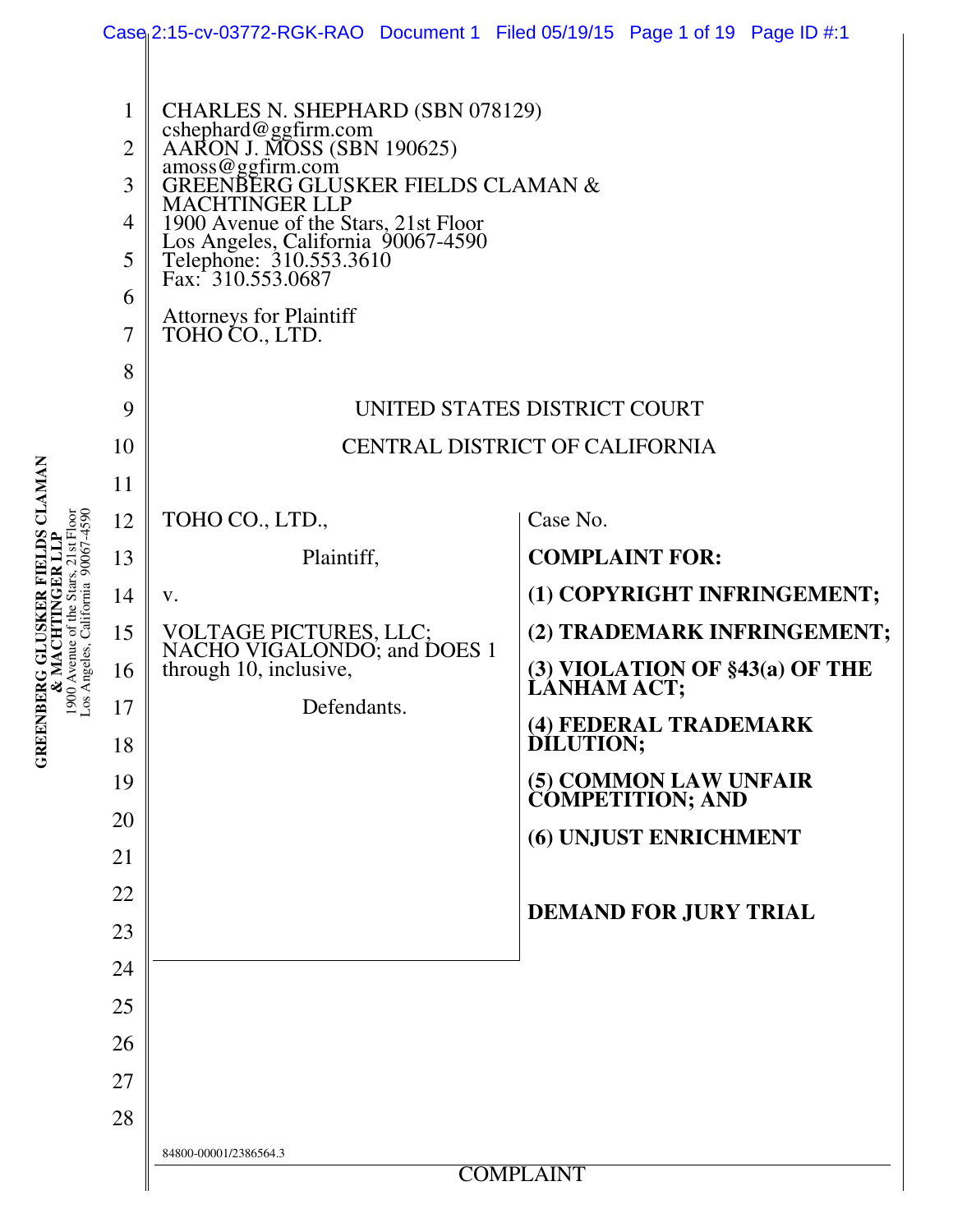CHARLES N. SHEPHARD (SBN 078129)
cshephard@ggfirm.com
AARON J. MOSS (SBN 190625)
amoss@ggfirm.com
GREENBERG GLUSKER FIELDS CLAMAN & MACHTINGER LLP
1900 Avenue of the Stars, 21st Floor
Los Angeles, California 90067-4590
Telephone: 310.553.3610
Fax: 310.553.0687

Attorneys for Plaintiff
TOHO CO., LTD.

UNITED STATES DISTRICT COURT

CENTRAL DISTRICT OF CALIFORNIA

TOHO CO., LTD.,

Plaintiff,

v.

VOLTAGE PICTURES, LLC; NACHO VIGALONDO; and DOES 1 through 10, inclusive,

Defendants.

Case No.

**COMPLAINT FOR:**

**(1) COPYRIGHT INFRINGEMENT;**

**(2) TRADEMARK INFRINGEMENT;**

**(3) VIOLATION OF §43(a) OF THE LANHAM ACT;**

**(4) FEDERAL TRADEMARK DILUTION;**

**(5) COMMON LAW UNFAIR COMPETITION; AND**

**(6) UNJUST ENRICHMENT**

**DEMAND FOR JURY TRIAL**

84800-00001/2386564.3

COMPLAINT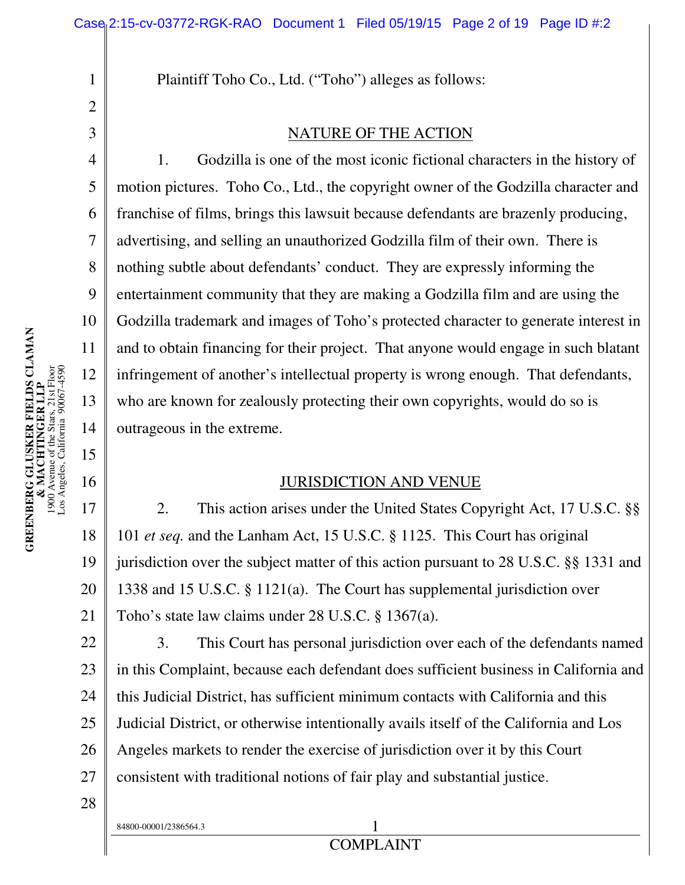Plaintiff Toho Co., Ltd. ("Toho") alleges as follows:

## NATURE OF THE ACTION

1. Godzilla is one of the most iconic fictional characters in the history of motion pictures. Toho Co., Ltd., the copyright owner of the Godzilla character and franchise of films, brings this lawsuit because defendants are brazenly producing, advertising, and selling an unauthorized Godzilla film of their own. There is nothing subtle about defendants' conduct. They are expressly informing the entertainment community that they are making a Godzilla film and are using the Godzilla trademark and images of Toho's protected character to generate interest in and to obtain financing for their project. That anyone would engage in such blatant infringement of another's intellectual property is wrong enough. That defendants, who are known for zealously protecting their own copyrights, would do so is outrageous in the extreme.

## JURISDICTION AND VENUE

2. This action arises under the United States Copyright Act, 17 U.S.C. §§ 101 *et seq.* and the Lanham Act, 15 U.S.C. § 1125. This Court has original jurisdiction over the subject matter of this action pursuant to 28 U.S.C. §§ 1331 and 1338 and 15 U.S.C. § 1121(a). The Court has supplemental jurisdiction over Toho's state law claims under 28 U.S.C. § 1367(a).

3. This Court has personal jurisdiction over each of the defendants named in this Complaint, because each defendant does sufficient business in California and this Judicial District, has sufficient minimum contacts with California and this Judicial District, or otherwise intentionally avails itself of the California and Los Angeles markets to render the exercise of jurisdiction over it by this Court consistent with traditional notions of fair play and substantial justice.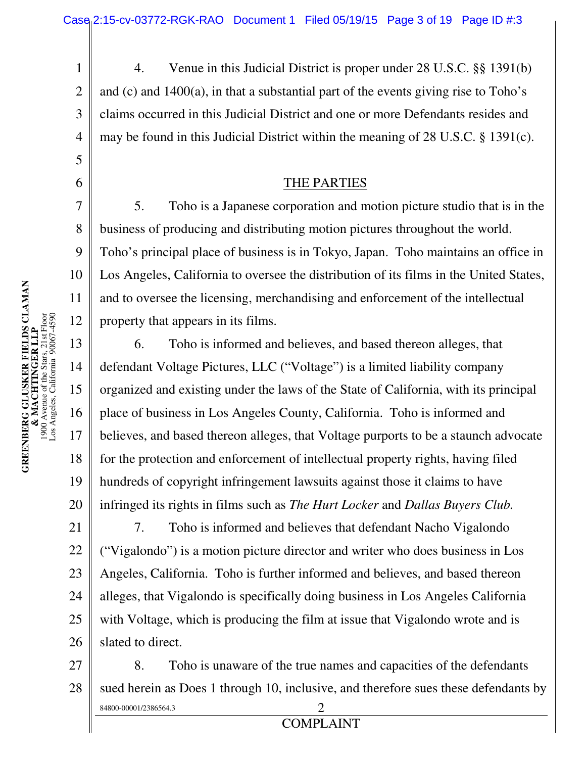4. Venue in this Judicial District is proper under 28 U.S.C. §§ 1391(b) and (c) and 1400(a), in that a substantial part of the events giving rise to Toho's claims occurred in this Judicial District and one or more Defendants resides and may be found in this Judicial District within the meaning of 28 U.S.C. § 1391(c).

## THE PARTIES

5. Toho is a Japanese corporation and motion picture studio that is in the business of producing and distributing motion pictures throughout the world. Toho's principal place of business is in Tokyo, Japan. Toho maintains an office in Los Angeles, California to oversee the distribution of its films in the United States, and to oversee the licensing, merchandising and enforcement of the intellectual property that appears in its films.

6. Toho is informed and believes, and based thereon alleges, that defendant Voltage Pictures, LLC ("Voltage") is a limited liability company organized and existing under the laws of the State of California, with its principal place of business in Los Angeles County, California. Toho is informed and believes, and based thereon alleges, that Voltage purports to be a staunch advocate for the protection and enforcement of intellectual property rights, having filed hundreds of copyright infringement lawsuits against those it claims to have infringed its rights in films such as *The Hurt Locker* and *Dallas Buyers Club.*

7. Toho is informed and believes that defendant Nacho Vigalondo ("Vigalondo") is a motion picture director and writer who does business in Los Angeles, California. Toho is further informed and believes, and based thereon alleges, that Vigalondo is specifically doing business in Los Angeles California with Voltage, which is producing the film at issue that Vigalondo wrote and is slated to direct.

8. Toho is unaware of the true names and capacities of the defendants sued herein as Does 1 through 10, inclusive, and therefore sues these defendants by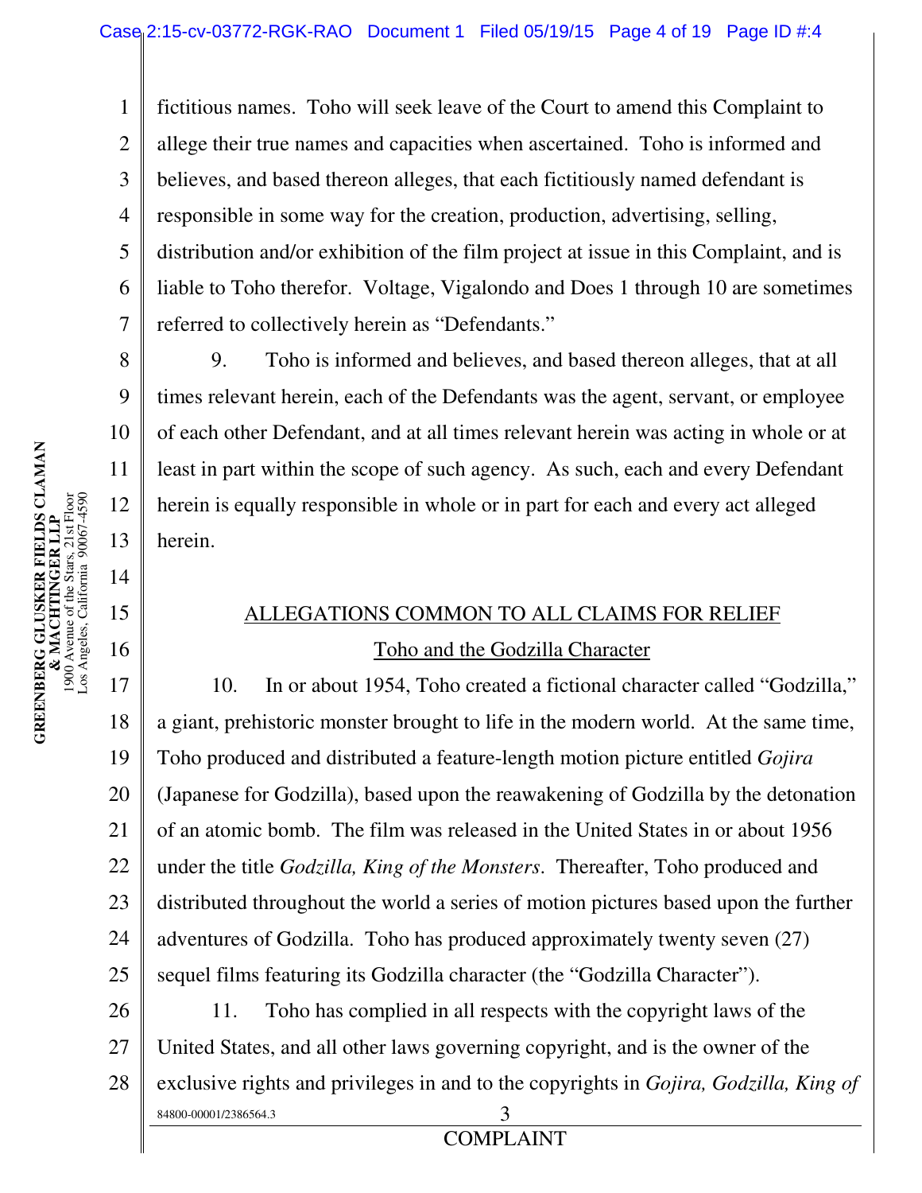fictitious names. Toho will seek leave of the Court to amend this Complaint to allege their true names and capacities when ascertained. Toho is informed and believes, and based thereon alleges, that each fictitiously named defendant is responsible in some way for the creation, production, advertising, selling, distribution and/or exhibition of the film project at issue in this Complaint, and is liable to Toho therefor. Voltage, Vigalondo and Does 1 through 10 are sometimes referred to collectively herein as "Defendants."

9. Toho is informed and believes, and based thereon alleges, that at all times relevant herein, each of the Defendants was the agent, servant, or employee of each other Defendant, and at all times relevant herein was acting in whole or at least in part within the scope of such agency. As such, each and every Defendant herein is equally responsible in whole or in part for each and every act alleged herein.

## ALLEGATIONS COMMON TO ALL CLAIMS FOR RELIEF

### Toho and the Godzilla Character

10. In or about 1954, Toho created a fictional character called "Godzilla," a giant, prehistoric monster brought to life in the modern world. At the same time, Toho produced and distributed a feature-length motion picture entitled *Gojira* (Japanese for Godzilla), based upon the reawakening of Godzilla by the detonation of an atomic bomb. The film was released in the United States in or about 1956 under the title *Godzilla, King of the Monsters*. Thereafter, Toho produced and distributed throughout the world a series of motion pictures based upon the further adventures of Godzilla. Toho has produced approximately twenty seven (27) sequel films featuring its Godzilla character (the "Godzilla Character").

11. Toho has complied in all respects with the copyright laws of the United States, and all other laws governing copyright, and is the owner of the exclusive rights and privileges in and to the copyrights in *Gojira, Godzilla, King of*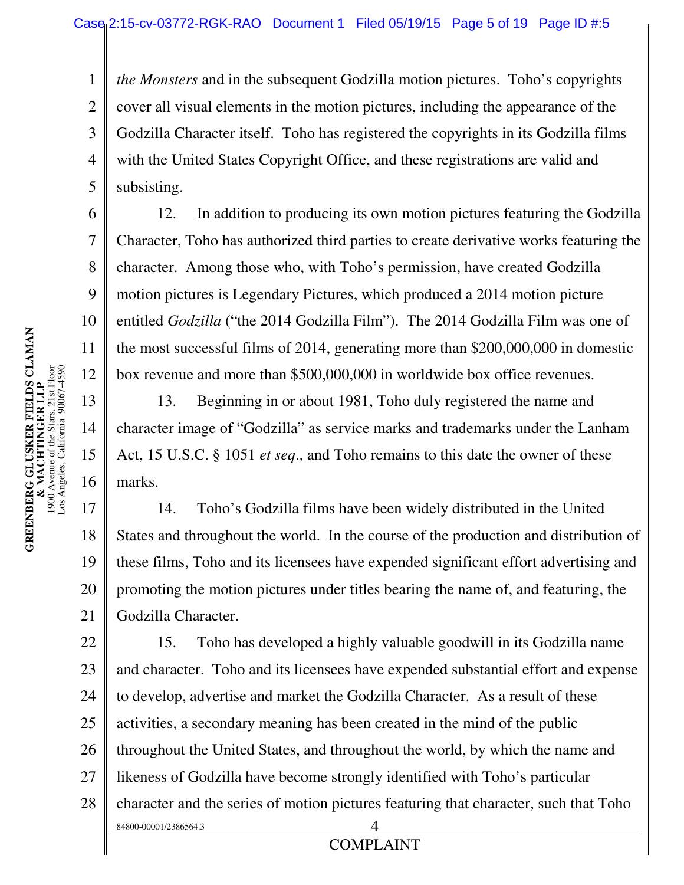*the Monsters* and in the subsequent Godzilla motion pictures. Toho's copyrights cover all visual elements in the motion pictures, including the appearance of the Godzilla Character itself. Toho has registered the copyrights in its Godzilla films with the United States Copyright Office, and these registrations are valid and subsisting.

12. In addition to producing its own motion pictures featuring the Godzilla Character, Toho has authorized third parties to create derivative works featuring the character. Among those who, with Toho's permission, have created Godzilla motion pictures is Legendary Pictures, which produced a 2014 motion picture entitled *Godzilla* ("the 2014 Godzilla Film"). The 2014 Godzilla Film was one of the most successful films of 2014, generating more than $200,000,000 in domestic box revenue and more than $500,000,000 in worldwide box office revenues.

13. Beginning in or about 1981, Toho duly registered the name and character image of "Godzilla" as service marks and trademarks under the Lanham Act, 15 U.S.C. § 1051 *et seq*., and Toho remains to this date the owner of these marks.

14. Toho's Godzilla films have been widely distributed in the United States and throughout the world. In the course of the production and distribution of these films, Toho and its licensees have expended significant effort advertising and promoting the motion pictures under titles bearing the name of, and featuring, the Godzilla Character.

15. Toho has developed a highly valuable goodwill in its Godzilla name and character. Toho and its licensees have expended substantial effort and expense to develop, advertise and market the Godzilla Character. As a result of these activities, a secondary meaning has been created in the mind of the public throughout the United States, and throughout the world, by which the name and likeness of Godzilla have become strongly identified with Toho's particular character and the series of motion pictures featuring that character, such that Toho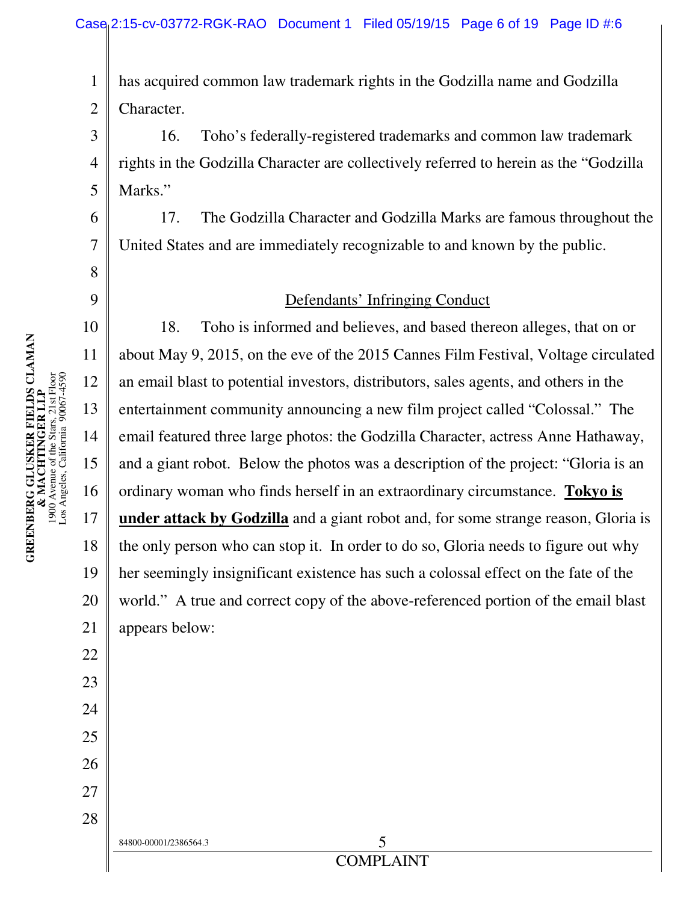has acquired common law trademark rights in the Godzilla name and Godzilla Character.

16. Toho's federally-registered trademarks and common law trademark rights in the Godzilla Character are collectively referred to herein as the "Godzilla Marks."

17. The Godzilla Character and Godzilla Marks are famous throughout the United States and are immediately recognizable to and known by the public.

## Defendants' Infringing Conduct

18. Toho is informed and believes, and based thereon alleges, that on or about May 9, 2015, on the eve of the 2015 Cannes Film Festival, Voltage circulated an email blast to potential investors, distributors, sales agents, and others in the entertainment community announcing a new film project called "Colossal." The email featured three large photos: the Godzilla Character, actress Anne Hathaway, and a giant robot. Below the photos was a description of the project: "Gloria is an ordinary woman who finds herself in an extraordinary circumstance. **Tokyo is under attack by Godzilla** and a giant robot and, for some strange reason, Gloria is the only person who can stop it. In order to do so, Gloria needs to figure out why her seemingly insignificant existence has such a colossal effect on the fate of the world." A true and correct copy of the above-referenced portion of the email blast appears below: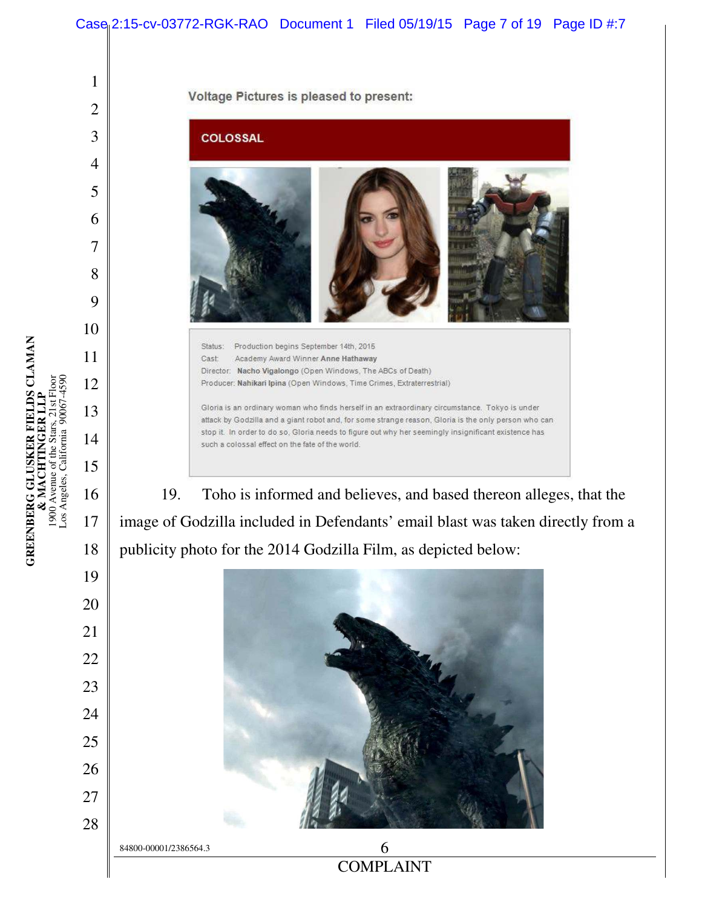Voltage Pictures is pleased to present:

**COLOSSAL**

Status: Production begins September 14th, 2015
Cast: Academy Award Winner **Anne Hathaway**
Director: **Nacho Vigalongo** (Open Windows, The ABCs of Death)
Producer: **Nahikari Ipina** (Open Windows, Time Crimes, Extraterrestrial)

Gloria is an ordinary woman who finds herself in an extraordinary circumstance. Tokyo is under attack by Godzilla and a giant robot and, for some strange reason, Gloria is the only person who can stop it. In order to do so, Gloria needs to figure out why her seemingly insignificant existence has such a colossal effect on the fate of the world.

19. Toho is informed and believes, and based thereon alleges, that the image of Godzilla included in Defendants' email blast was taken directly from a publicity photo for the 2014 Godzilla Film, as depicted below: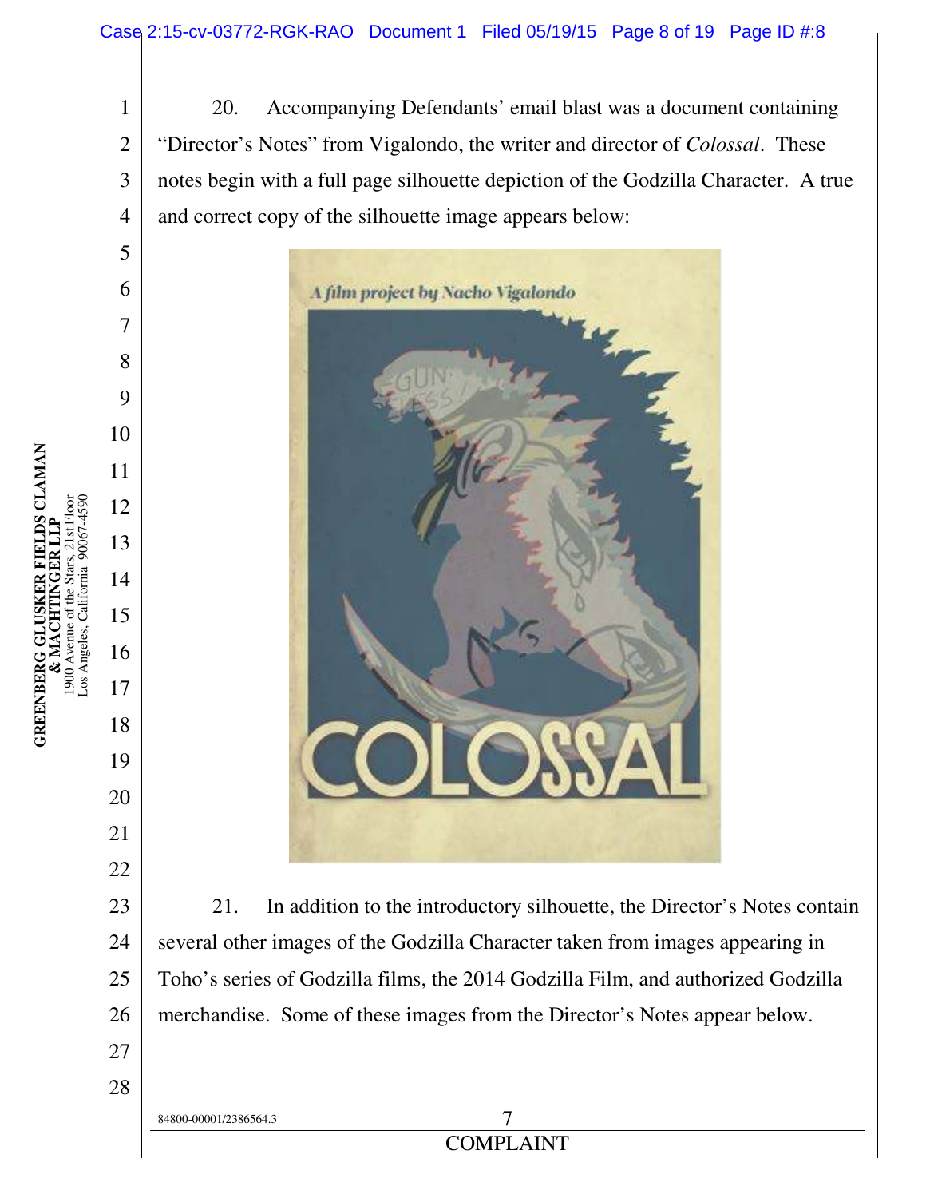20. Accompanying Defendants' email blast was a document containing "Director's Notes" from Vigalondo, the writer and director of *Colossal*. These notes begin with a full page silhouette depiction of the Godzilla Character. A true and correct copy of the silhouette image appears below:

21. In addition to the introductory silhouette, the Director's Notes contain several other images of the Godzilla Character taken from images appearing in Toho's series of Godzilla films, the 2014 Godzilla Film, and authorized Godzilla merchandise. Some of these images from the Director's Notes appear below.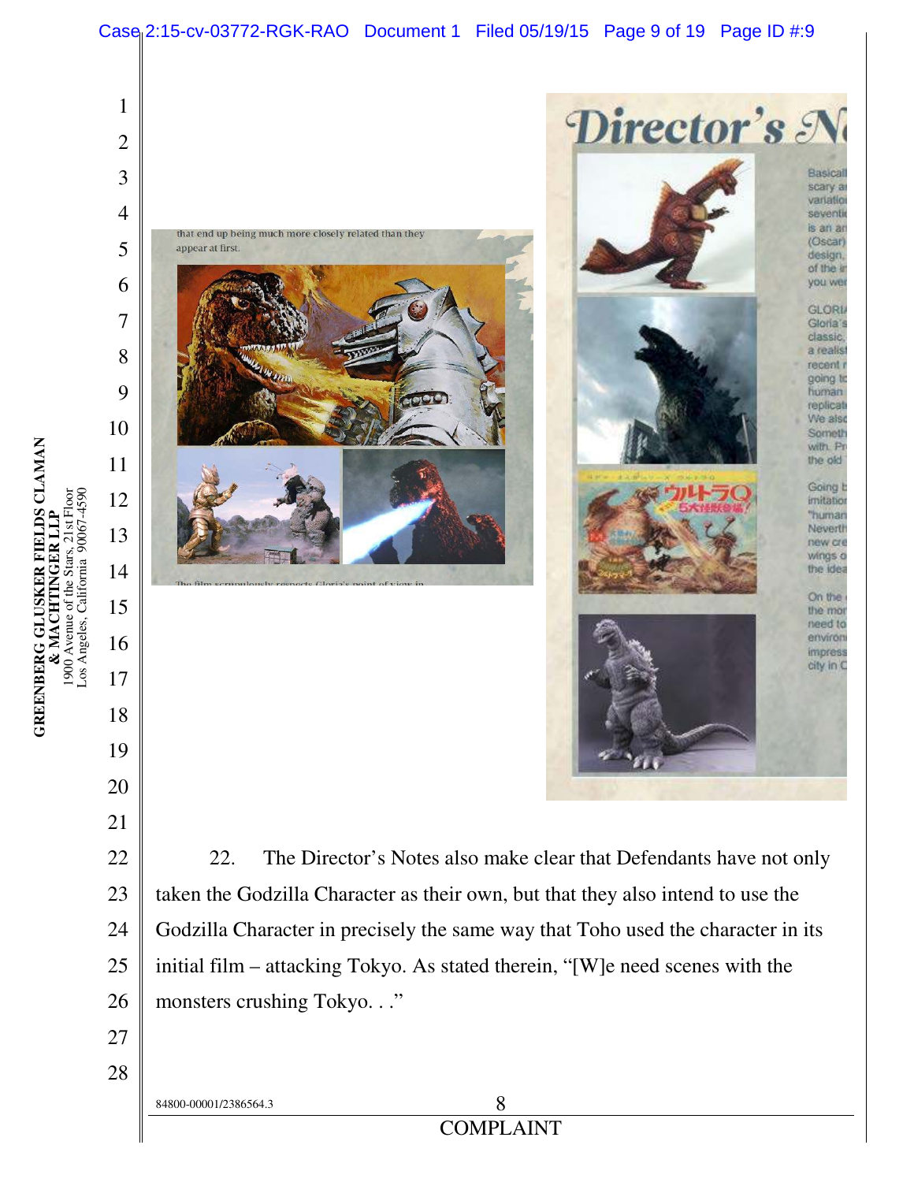that end up being much more closely related than they appear at first.

The film scrupulously respects Gloria's point of view in

# Director's N

Basicall scary a variatio seventi is an ar (Oscar) design, of the i you wer

GLORI Gloria's classic, a realist recent r going to human replicat We also Someth with. Pr the old

Going b imitation "human Neverth new cre wings o the idea

On the the mor need to environ impress city in C

22. The Director's Notes also make clear that Defendants have not only taken the Godzilla Character as their own, but that they also intend to use the Godzilla Character in precisely the same way that Toho used the character in its initial film – attacking Tokyo. As stated therein, "[W]e need scenes with the monsters crushing Tokyo. . ."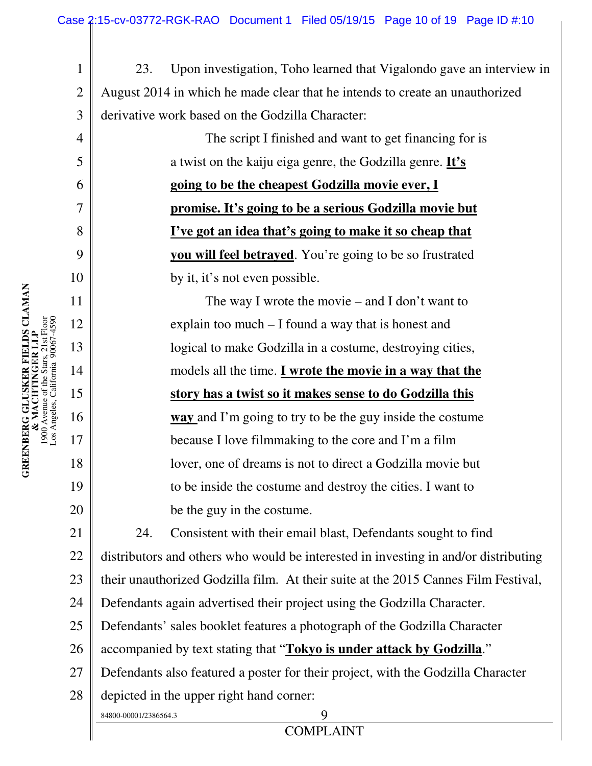23. Upon investigation, Toho learned that Vigalondo gave an interview in August 2014 in which he made clear that he intends to create an unauthorized derivative work based on the Godzilla Character:

> The script I finished and want to get financing for is a twist on the kaiju eiga genre, the Godzilla genre. **<u>It's going to be the cheapest Godzilla movie ever, I promise. It's going to be a serious Godzilla movie but I've got an idea that's going to make it so cheap that you will feel betrayed</u>**. You're going to be so frustrated by it, it's not even possible.
>
> The way I wrote the movie – and I don't want to explain too much – I found a way that is honest and logical to make Godzilla in a costume, destroying cities, models all the time. **<u>I wrote the movie in a way that the story has a twist so it makes sense to do Godzilla this way</u>** and I'm going to try to be the guy inside the costume because I love filmmaking to the core and I'm a film lover, one of dreams is not to direct a Godzilla movie but to be inside the costume and destroy the cities. I want to be the guy in the costume.

24. Consistent with their email blast, Defendants sought to find distributors and others who would be interested in investing in and/or distributing their unauthorized Godzilla film. At their suite at the 2015 Cannes Film Festival, Defendants again advertised their project using the Godzilla Character. Defendants' sales booklet features a photograph of the Godzilla Character accompanied by text stating that "**<u>Tokyo is under attack by Godzilla</u>**." Defendants also featured a poster for their project, with the Godzilla Character depicted in the upper right hand corner: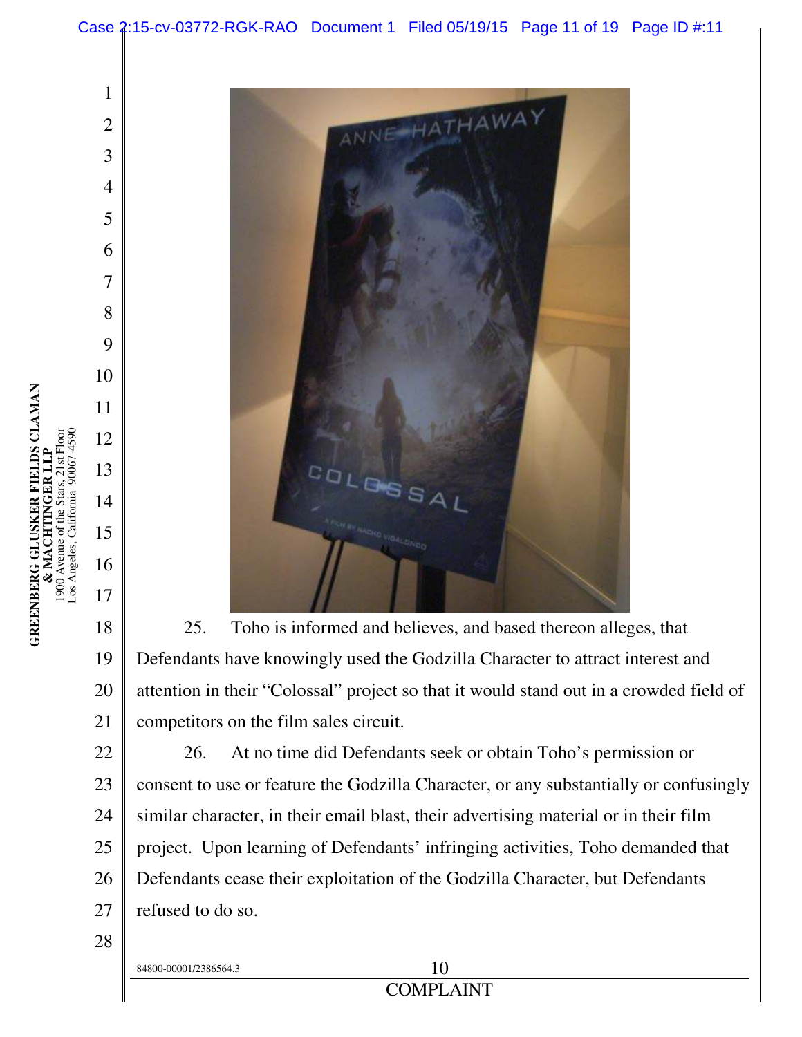25. Toho is informed and believes, and based thereon alleges, that Defendants have knowingly used the Godzilla Character to attract interest and attention in their "Colossal" project so that it would stand out in a crowded field of competitors on the film sales circuit.

26. At no time did Defendants seek or obtain Toho's permission or consent to use or feature the Godzilla Character, or any substantially or confusingly similar character, in their email blast, their advertising material or in their film project. Upon learning of Defendants' infringing activities, Toho demanded that Defendants cease their exploitation of the Godzilla Character, but Defendants refused to do so.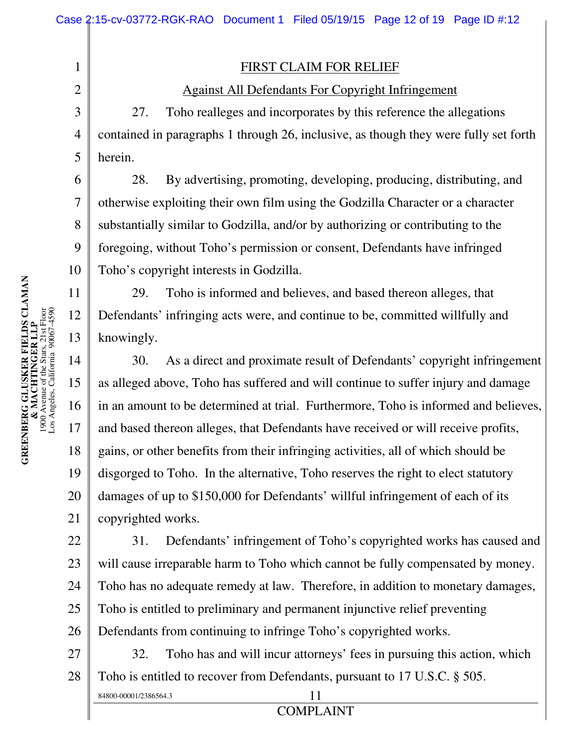## FIRST CLAIM FOR RELIEF

### Against All Defendants For Copyright Infringement

27. Toho realleges and incorporates by this reference the allegations contained in paragraphs 1 through 26, inclusive, as though they were fully set forth herein.

28. By advertising, promoting, developing, producing, distributing, and otherwise exploiting their own film using the Godzilla Character or a character substantially similar to Godzilla, and/or by authorizing or contributing to the foregoing, without Toho's permission or consent, Defendants have infringed Toho's copyright interests in Godzilla.

29. Toho is informed and believes, and based thereon alleges, that Defendants' infringing acts were, and continue to be, committed willfully and knowingly.

30. As a direct and proximate result of Defendants' copyright infringement as alleged above, Toho has suffered and will continue to suffer injury and damage in an amount to be determined at trial. Furthermore, Toho is informed and believes, and based thereon alleges, that Defendants have received or will receive profits, gains, or other benefits from their infringing activities, all of which should be disgorged to Toho. In the alternative, Toho reserves the right to elect statutory damages of up to $150,000 for Defendants' willful infringement of each of its copyrighted works.

31. Defendants' infringement of Toho's copyrighted works has caused and will cause irreparable harm to Toho which cannot be fully compensated by money. Toho has no adequate remedy at law. Therefore, in addition to monetary damages, Toho is entitled to preliminary and permanent injunctive relief preventing Defendants from continuing to infringe Toho's copyrighted works.

32. Toho has and will incur attorneys' fees in pursuing this action, which Toho is entitled to recover from Defendants, pursuant to 17 U.S.C. § 505.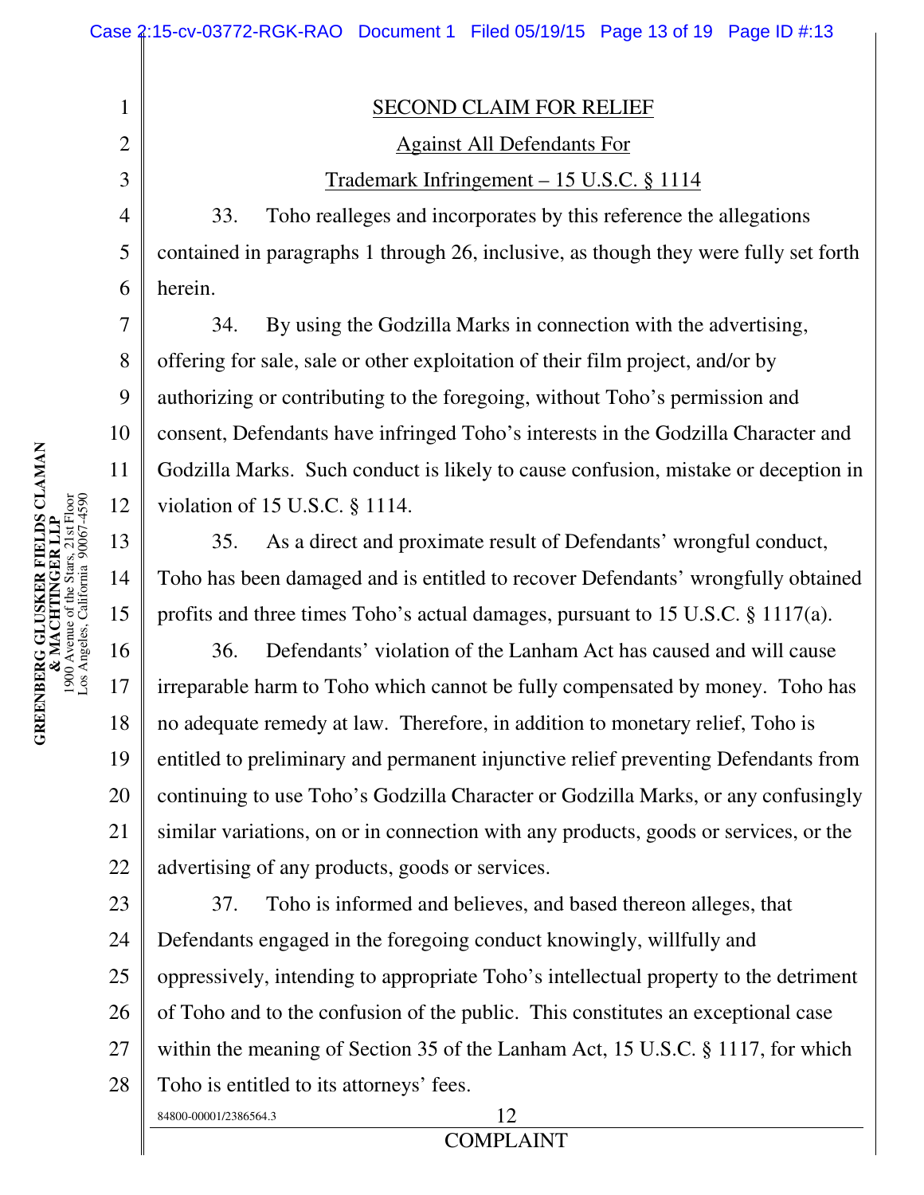## SECOND CLAIM FOR RELIEF

### Against All Defendants For

### Trademark Infringement – 15 U.S.C. § 1114

33. Toho realleges and incorporates by this reference the allegations contained in paragraphs 1 through 26, inclusive, as though they were fully set forth herein.

34. By using the Godzilla Marks in connection with the advertising, offering for sale, sale or other exploitation of their film project, and/or by authorizing or contributing to the foregoing, without Toho's permission and consent, Defendants have infringed Toho's interests in the Godzilla Character and Godzilla Marks. Such conduct is likely to cause confusion, mistake or deception in violation of 15 U.S.C. § 1114.

35. As a direct and proximate result of Defendants' wrongful conduct, Toho has been damaged and is entitled to recover Defendants' wrongfully obtained profits and three times Toho's actual damages, pursuant to 15 U.S.C. § 1117(a).

36. Defendants' violation of the Lanham Act has caused and will cause irreparable harm to Toho which cannot be fully compensated by money. Toho has no adequate remedy at law. Therefore, in addition to monetary relief, Toho is entitled to preliminary and permanent injunctive relief preventing Defendants from continuing to use Toho's Godzilla Character or Godzilla Marks, or any confusingly similar variations, on or in connection with any products, goods or services, or the advertising of any products, goods or services.

37. Toho is informed and believes, and based thereon alleges, that Defendants engaged in the foregoing conduct knowingly, willfully and oppressively, intending to appropriate Toho's intellectual property to the detriment of Toho and to the confusion of the public. This constitutes an exceptional case within the meaning of Section 35 of the Lanham Act, 15 U.S.C. § 1117, for which Toho is entitled to its attorneys' fees.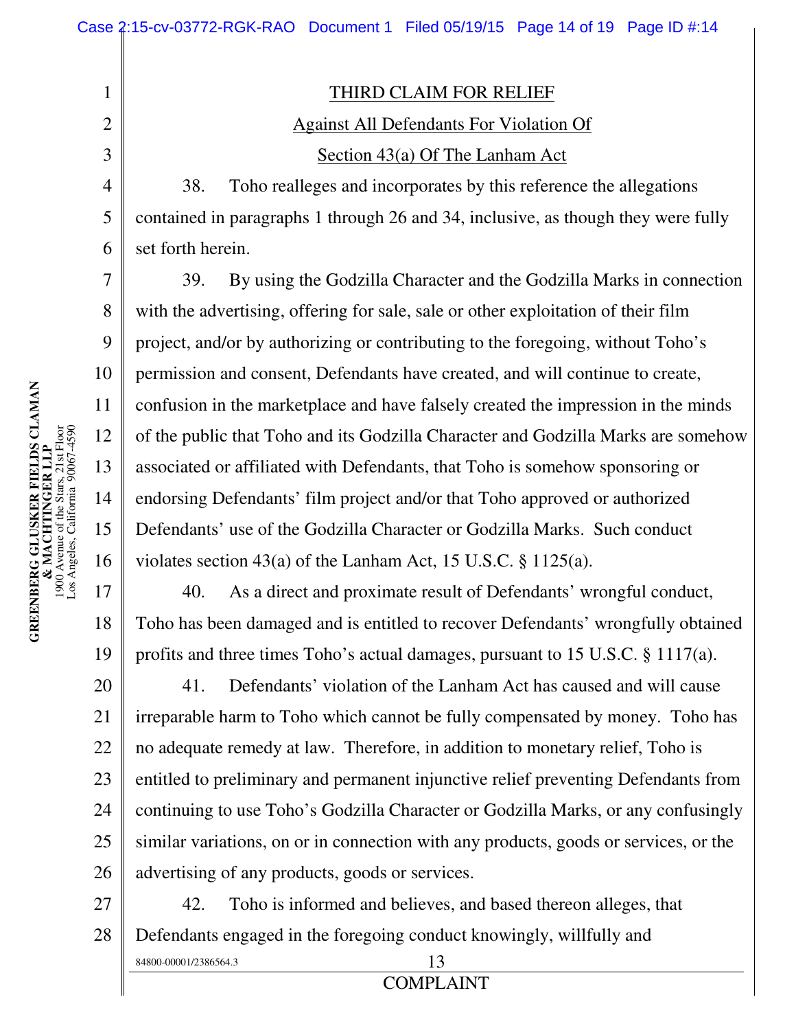## THIRD CLAIM FOR RELIEF

### Against All Defendants For Violation Of Section 43(a) Of The Lanham Act

38. Toho realleges and incorporates by this reference the allegations contained in paragraphs 1 through 26 and 34, inclusive, as though they were fully set forth herein.

39. By using the Godzilla Character and the Godzilla Marks in connection with the advertising, offering for sale, sale or other exploitation of their film project, and/or by authorizing or contributing to the foregoing, without Toho's permission and consent, Defendants have created, and will continue to create, confusion in the marketplace and have falsely created the impression in the minds of the public that Toho and its Godzilla Character and Godzilla Marks are somehow associated or affiliated with Defendants, that Toho is somehow sponsoring or endorsing Defendants' film project and/or that Toho approved or authorized Defendants' use of the Godzilla Character or Godzilla Marks. Such conduct violates section 43(a) of the Lanham Act, 15 U.S.C. § 1125(a).

40. As a direct and proximate result of Defendants' wrongful conduct, Toho has been damaged and is entitled to recover Defendants' wrongfully obtained profits and three times Toho's actual damages, pursuant to 15 U.S.C. § 1117(a).

41. Defendants' violation of the Lanham Act has caused and will cause irreparable harm to Toho which cannot be fully compensated by money. Toho has no adequate remedy at law. Therefore, in addition to monetary relief, Toho is entitled to preliminary and permanent injunctive relief preventing Defendants from continuing to use Toho's Godzilla Character or Godzilla Marks, or any confusingly similar variations, on or in connection with any products, goods or services, or the advertising of any products, goods or services.

42. Toho is informed and believes, and based thereon alleges, that Defendants engaged in the foregoing conduct knowingly, willfully and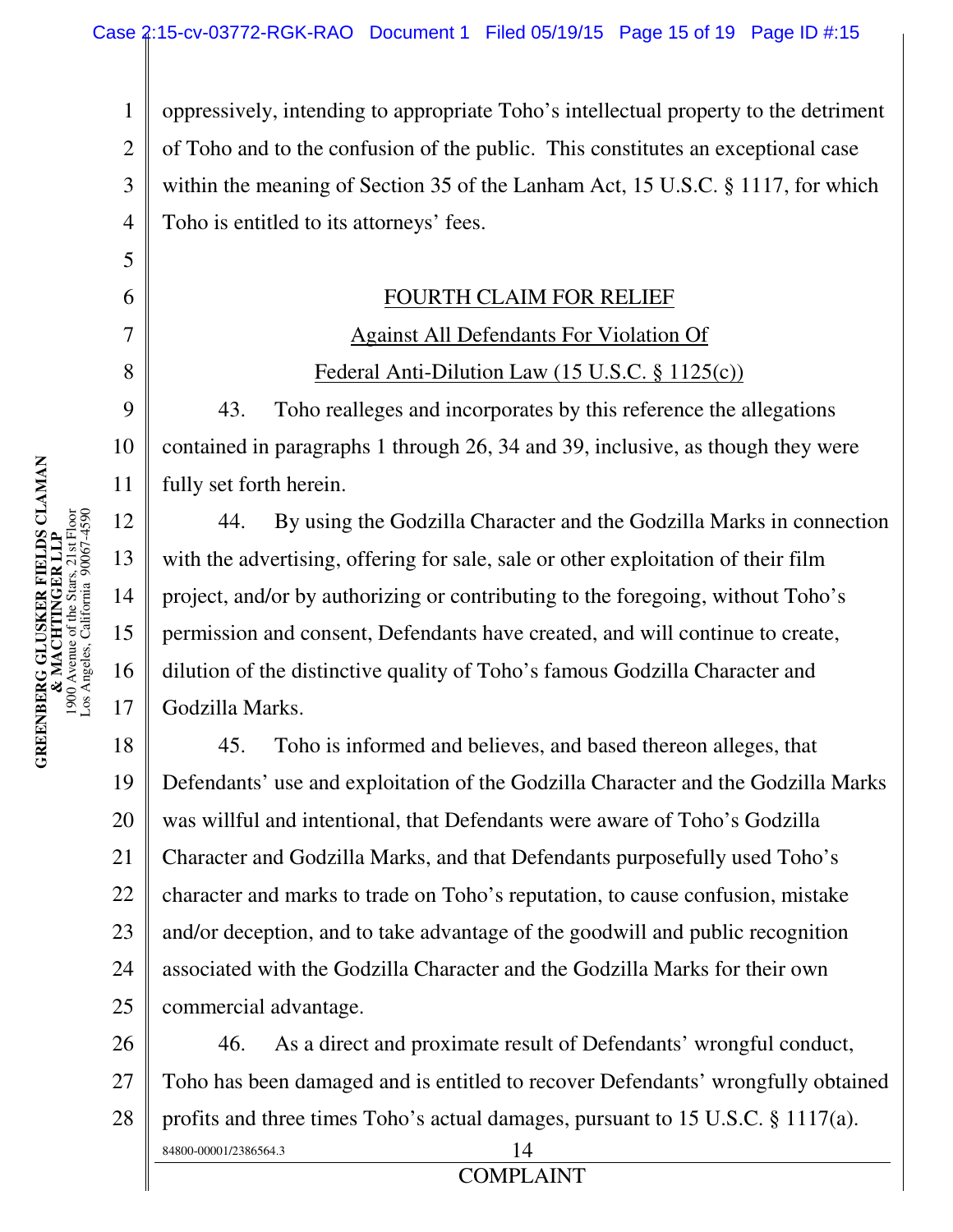oppressively, intending to appropriate Toho's intellectual property to the detriment of Toho and to the confusion of the public. This constitutes an exceptional case within the meaning of Section 35 of the Lanham Act, 15 U.S.C. § 1117, for which Toho is entitled to its attorneys' fees.

## FOURTH CLAIM FOR RELIEF

### Against All Defendants For Violation Of Federal Anti-Dilution Law (15 U.S.C. § 1125(c))

43. Toho realleges and incorporates by this reference the allegations contained in paragraphs 1 through 26, 34 and 39, inclusive, as though they were fully set forth herein.

44. By using the Godzilla Character and the Godzilla Marks in connection with the advertising, offering for sale, sale or other exploitation of their film project, and/or by authorizing or contributing to the foregoing, without Toho's permission and consent, Defendants have created, and will continue to create, dilution of the distinctive quality of Toho's famous Godzilla Character and Godzilla Marks.

45. Toho is informed and believes, and based thereon alleges, that Defendants' use and exploitation of the Godzilla Character and the Godzilla Marks was willful and intentional, that Defendants were aware of Toho's Godzilla Character and Godzilla Marks, and that Defendants purposefully used Toho's character and marks to trade on Toho's reputation, to cause confusion, mistake and/or deception, and to take advantage of the goodwill and public recognition associated with the Godzilla Character and the Godzilla Marks for their own commercial advantage.

46. As a direct and proximate result of Defendants' wrongful conduct, Toho has been damaged and is entitled to recover Defendants' wrongfully obtained profits and three times Toho's actual damages, pursuant to 15 U.S.C. § 1117(a).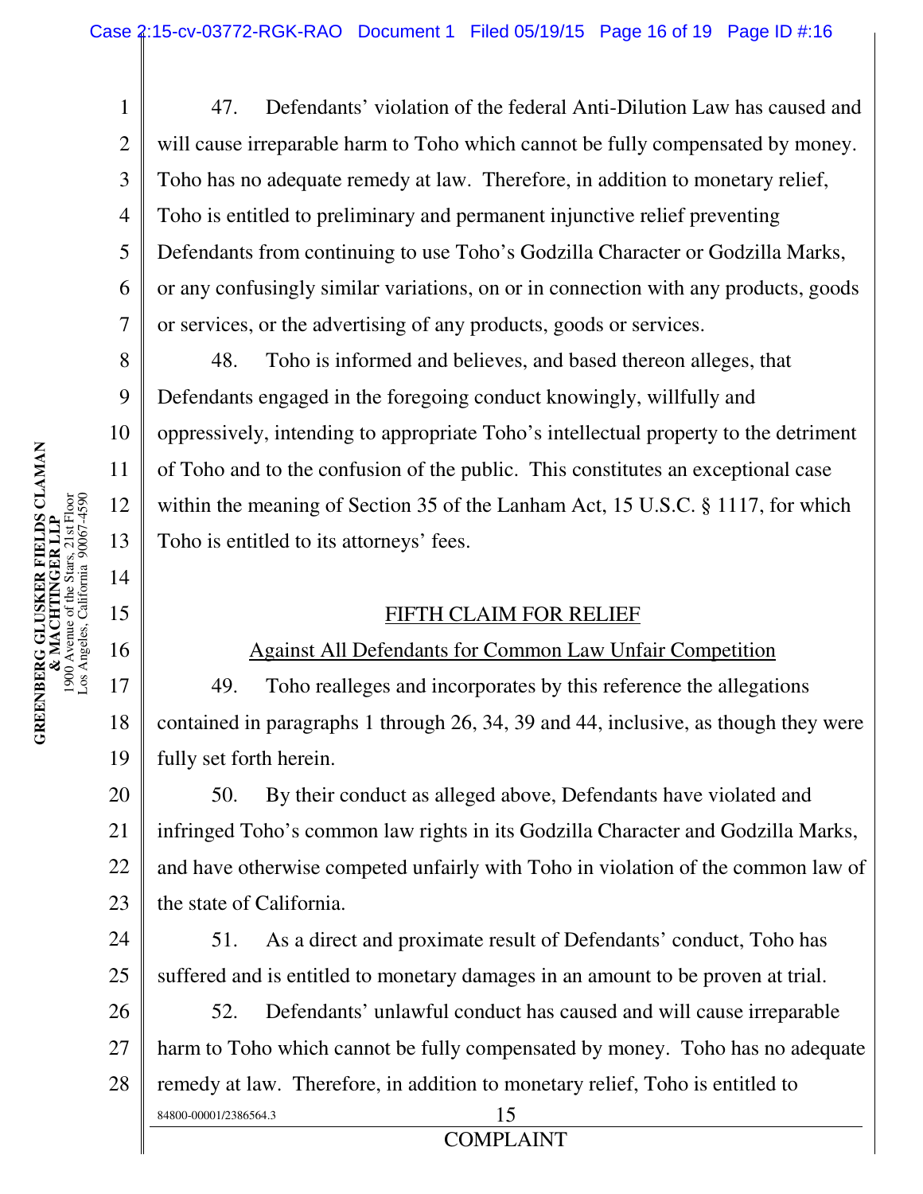47. Defendants' violation of the federal Anti-Dilution Law has caused and will cause irreparable harm to Toho which cannot be fully compensated by money. Toho has no adequate remedy at law. Therefore, in addition to monetary relief, Toho is entitled to preliminary and permanent injunctive relief preventing Defendants from continuing to use Toho's Godzilla Character or Godzilla Marks, or any confusingly similar variations, on or in connection with any products, goods or services, or the advertising of any products, goods or services.

48. Toho is informed and believes, and based thereon alleges, that Defendants engaged in the foregoing conduct knowingly, willfully and oppressively, intending to appropriate Toho's intellectual property to the detriment of Toho and to the confusion of the public. This constitutes an exceptional case within the meaning of Section 35 of the Lanham Act, 15 U.S.C. § 1117, for which Toho is entitled to its attorneys' fees.

## FIFTH CLAIM FOR RELIEF

### Against All Defendants for Common Law Unfair Competition

49. Toho realleges and incorporates by this reference the allegations contained in paragraphs 1 through 26, 34, 39 and 44, inclusive, as though they were fully set forth herein.

50. By their conduct as alleged above, Defendants have violated and infringed Toho's common law rights in its Godzilla Character and Godzilla Marks, and have otherwise competed unfairly with Toho in violation of the common law of the state of California.

51. As a direct and proximate result of Defendants' conduct, Toho has suffered and is entitled to monetary damages in an amount to be proven at trial.

52. Defendants' unlawful conduct has caused and will cause irreparable harm to Toho which cannot be fully compensated by money. Toho has no adequate remedy at law. Therefore, in addition to monetary relief, Toho is entitled to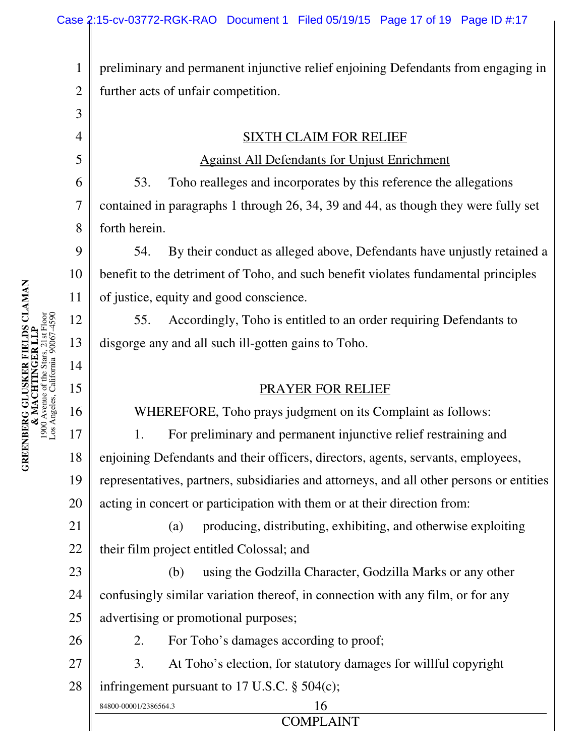preliminary and permanent injunctive relief enjoining Defendants from engaging in further acts of unfair competition.

## SIXTH CLAIM FOR RELIEF

### Against All Defendants for Unjust Enrichment

53. Toho realleges and incorporates by this reference the allegations contained in paragraphs 1 through 26, 34, 39 and 44, as though they were fully set forth herein.

54. By their conduct as alleged above, Defendants have unjustly retained a benefit to the detriment of Toho, and such benefit violates fundamental principles of justice, equity and good conscience.

55. Accordingly, Toho is entitled to an order requiring Defendants to disgorge any and all such ill-gotten gains to Toho.

## PRAYER FOR RELIEF

WHEREFORE, Toho prays judgment on its Complaint as follows:

1. For preliminary and permanent injunctive relief restraining and enjoining Defendants and their officers, directors, agents, servants, employees, representatives, partners, subsidiaries and attorneys, and all other persons or entities acting in concert or participation with them or at their direction from:

   (a) producing, distributing, exhibiting, and otherwise exploiting their film project entitled Colossal; and

   (b) using the Godzilla Character, Godzilla Marks or any other confusingly similar variation thereof, in connection with any film, or for any advertising or promotional purposes;

2. For Toho's damages according to proof;

3. At Toho's election, for statutory damages for willful copyright infringement pursuant to 17 U.S.C. § 504(c);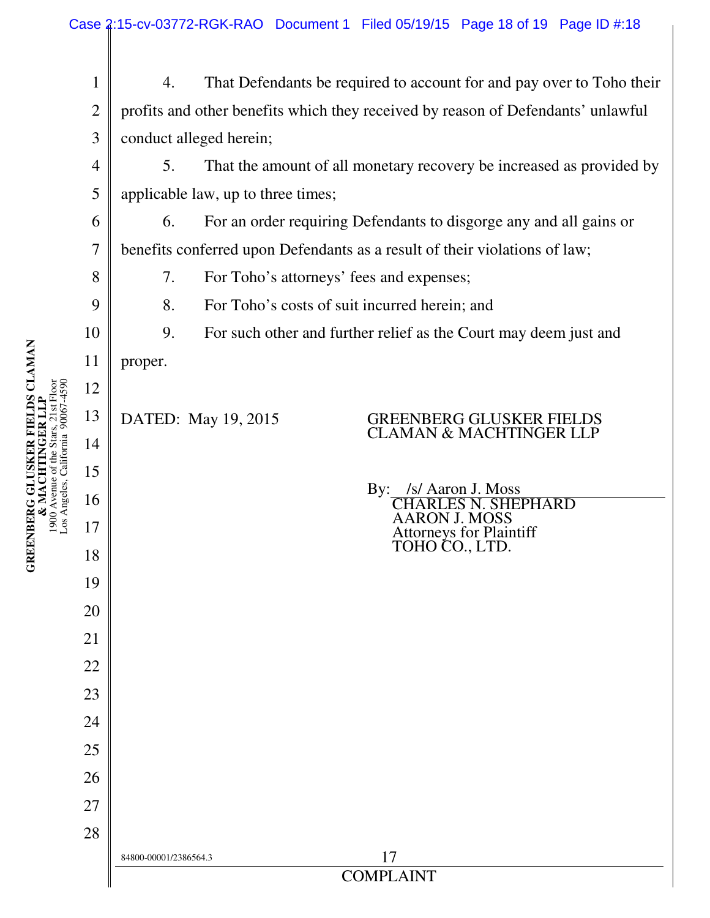4. That Defendants be required to account for and pay over to Toho their profits and other benefits which they received by reason of Defendants' unlawful conduct alleged herein;

5. That the amount of all monetary recovery be increased as provided by applicable law, up to three times;

6. For an order requiring Defendants to disgorge any and all gains or benefits conferred upon Defendants as a result of their violations of law;

7. For Toho's attorneys' fees and expenses;

8. For Toho's costs of suit incurred herein; and

9. For such other and further relief as the Court may deem just and proper.

DATED: May 19, 2015

GREENBERG GLUSKER FIELDS CLAMAN & MACHTINGER LLP

By: /s/ Aaron J. Moss
CHARLES N. SHEPHARD
AARON J. MOSS
Attorneys for Plaintiff
TOHO CO., LTD.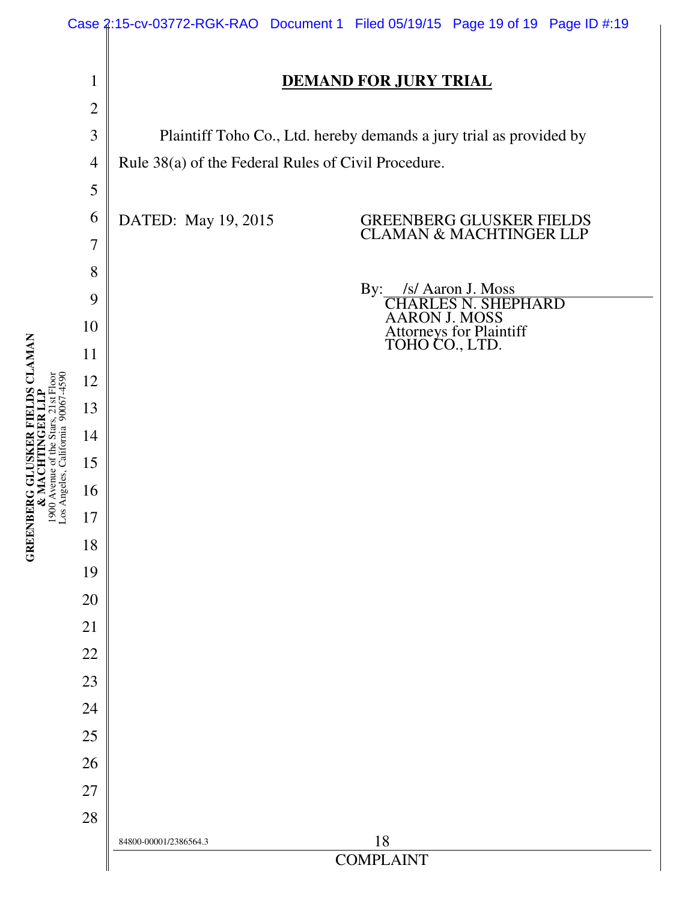# DEMAND FOR JURY TRIAL

Plaintiff Toho Co., Ltd. hereby demands a jury trial as provided by Rule 38(a) of the Federal Rules of Civil Procedure.

DATED: May 19, 2015

GREENBERG GLUSKER FIELDS CLAMAN & MACHTINGER LLP

By: /s/ Aaron J. Moss
CHARLES N. SHEPHARD
AARON J. MOSS
Attorneys for Plaintiff
TOHO CO., LTD.

84800-00001/2386564.3

COMPLAINT